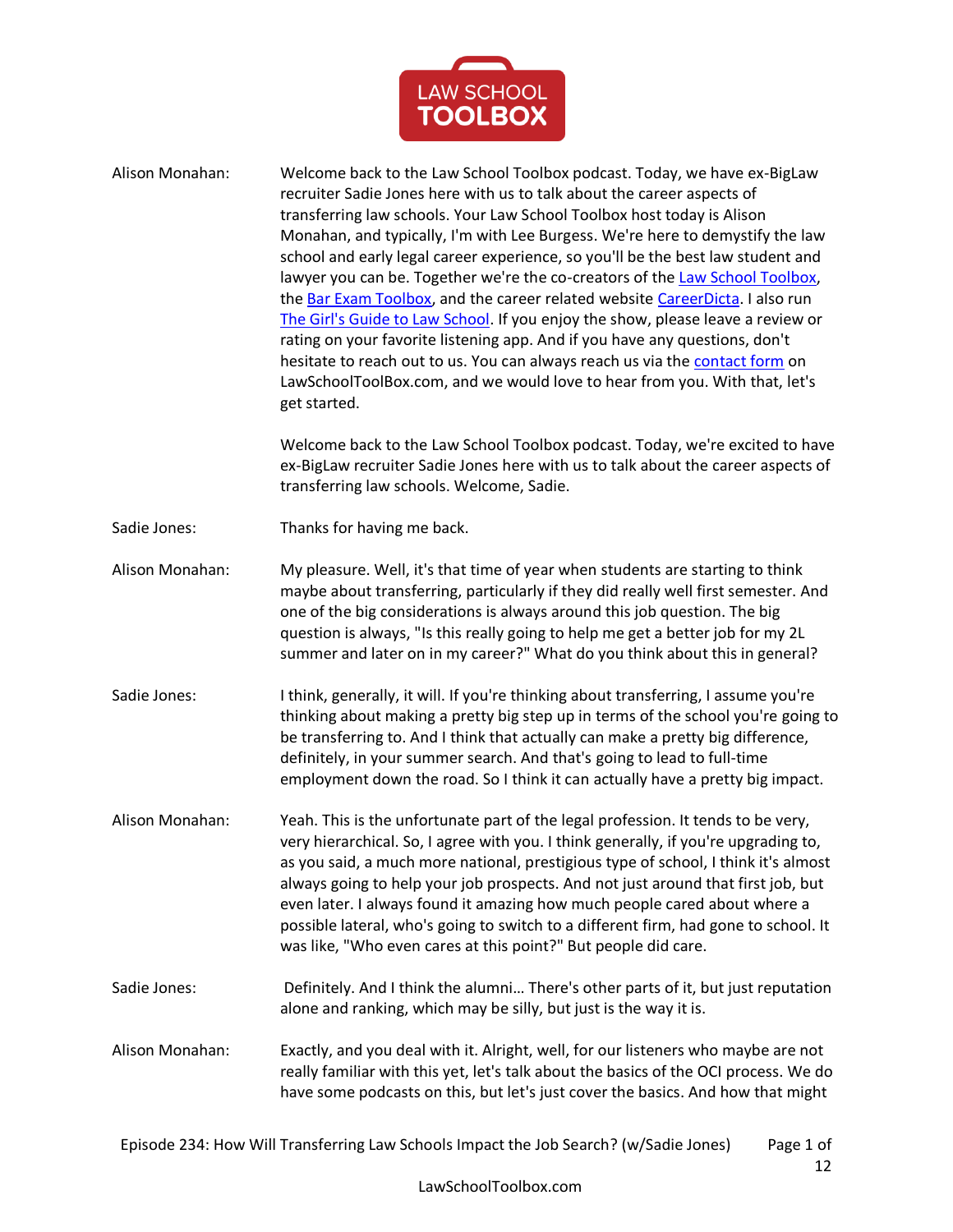Alison Monahan: Welcome back to the Law School Toolbox podcast. Today, we have ex-BigLaw recruiter Sadie Jones here with us to talk about the career aspects of transferring law schools. Your Law School Toolbox host today is Alison Monahan, and typically, I'm with Lee Burgess. We're here to demystify the law school and early legal career experience, so you'll be the best law student and lawyer you can be. Together we're the co-creators of the [Law School Toolbox](), the [Bar Exam Toolbox](), and the career related website [CareerDicta](). I also run [The Girl's Guide to Law School](). If you enjoy the show, please leave a review or rating on your favorite listening app. And if you have any questions, don't hesitate to reach out to us. You can always reach us via the [contact form]() on LawSchoolToolBox.com, and we would love to hear from you. With that, let's get started.

Welcome back to the Law School Toolbox podcast. Today, we're excited to have ex-BigLaw recruiter Sadie Jones here with us to talk about the career aspects of transferring law schools. Welcome, Sadie.

Sadie Jones: Thanks for having me back.

Alison Monahan: My pleasure. Well, it's that time of year when students are starting to think maybe about transferring, particularly if they did really well first semester. And one of the big considerations is always around this job question. The big question is always, "Is this really going to help me get a better job for my 2L summer and later on in my career?" What do you think about this in general?

Sadie Jones: I think, generally, it will. If you're thinking about transferring, I assume you're thinking about making a pretty big step up in terms of the school you're going to be transferring to. And I think that actually can make a pretty big difference, definitely, in your summer search. And that's going to lead to full-time employment down the road. So I think it can actually have a pretty big impact.

Alison Monahan: Yeah. This is the unfortunate part of the legal profession. It tends to be very, very hierarchical. So, I agree with you. I think generally, if you're upgrading to, as you said, a much more national, prestigious type of school, I think it's almost always going to help your job prospects. And not just around that first job, but even later. I always found it amazing how much people cared about where a possible lateral, who's going to switch to a different firm, had gone to school. It was like, "Who even cares at this point?" But people did care.

Sadie Jones: Definitely. And I think the alumni… There's other parts of it, but just reputation alone and ranking, which may be silly, but just is the way it is.

Alison Monahan: Exactly, and you deal with it. Alright, well, for our listeners who maybe are not really familiar with this yet, let's talk about the basics of the OCI process. We do have some podcasts on this, but let's just cover the basics. And how that might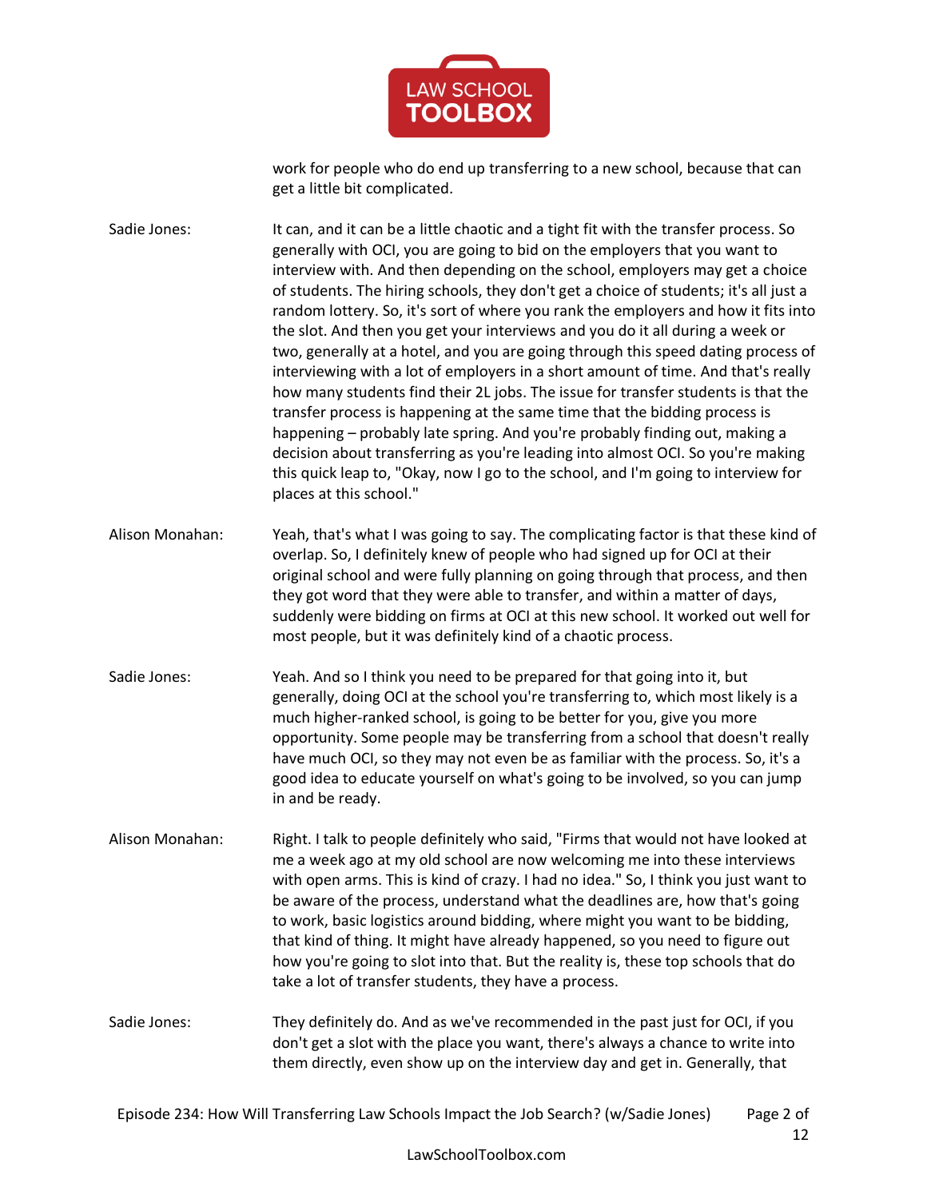work for people who do end up transferring to a new school, because that can get a little bit complicated.

**Sadie Jones:** It can, and it can be a little chaotic and a tight fit with the transfer process. So generally with OCI, you are going to bid on the employers that you want to interview with. And then depending on the school, employers may get a choice of students. The hiring schools, they don't get a choice of students; it's all just a random lottery. So, it's sort of where you rank the employers and how it fits into the slot. And then you get your interviews and you do it all during a week or two, generally at a hotel, and you are going through this speed dating process of interviewing with a lot of employers in a short amount of time. And that's really how many students find their 2L jobs. The issue for transfer students is that the transfer process is happening at the same time that the bidding process is happening – probably late spring. And you're probably finding out, making a decision about transferring as you're leading into almost OCI. So you're making this quick leap to, "Okay, now I go to the school, and I'm going to interview for places at this school."

**Alison Monahan:** Yeah, that's what I was going to say. The complicating factor is that these kind of overlap. So, I definitely knew of people who had signed up for OCI at their original school and were fully planning on going through that process, and then they got word that they were able to transfer, and within a matter of days, suddenly were bidding on firms at OCI at this new school. It worked out well for most people, but it was definitely kind of a chaotic process.

**Sadie Jones:** Yeah. And so I think you need to be prepared for that going into it, but generally, doing OCI at the school you're transferring to, which most likely is a much higher-ranked school, is going to be better for you, give you more opportunity. Some people may be transferring from a school that doesn't really have much OCI, so they may not even be as familiar with the process. So, it's a good idea to educate yourself on what's going to be involved, so you can jump in and be ready.

**Alison Monahan:** Right. I talk to people definitely who said, "Firms that would not have looked at me a week ago at my old school are now welcoming me into these interviews with open arms. This is kind of crazy. I had no idea." So, I think you just want to be aware of the process, understand what the deadlines are, how that's going to work, basic logistics around bidding, where might you want to be bidding, that kind of thing. It might have already happened, so you need to figure out how you're going to slot into that. But the reality is, these top schools that do take a lot of transfer students, they have a process.

**Sadie Jones:** They definitely do. And as we've recommended in the past just for OCI, if you don't get a slot with the place you want, there's always a chance to write into them directly, even show up on the interview day and get in. Generally, that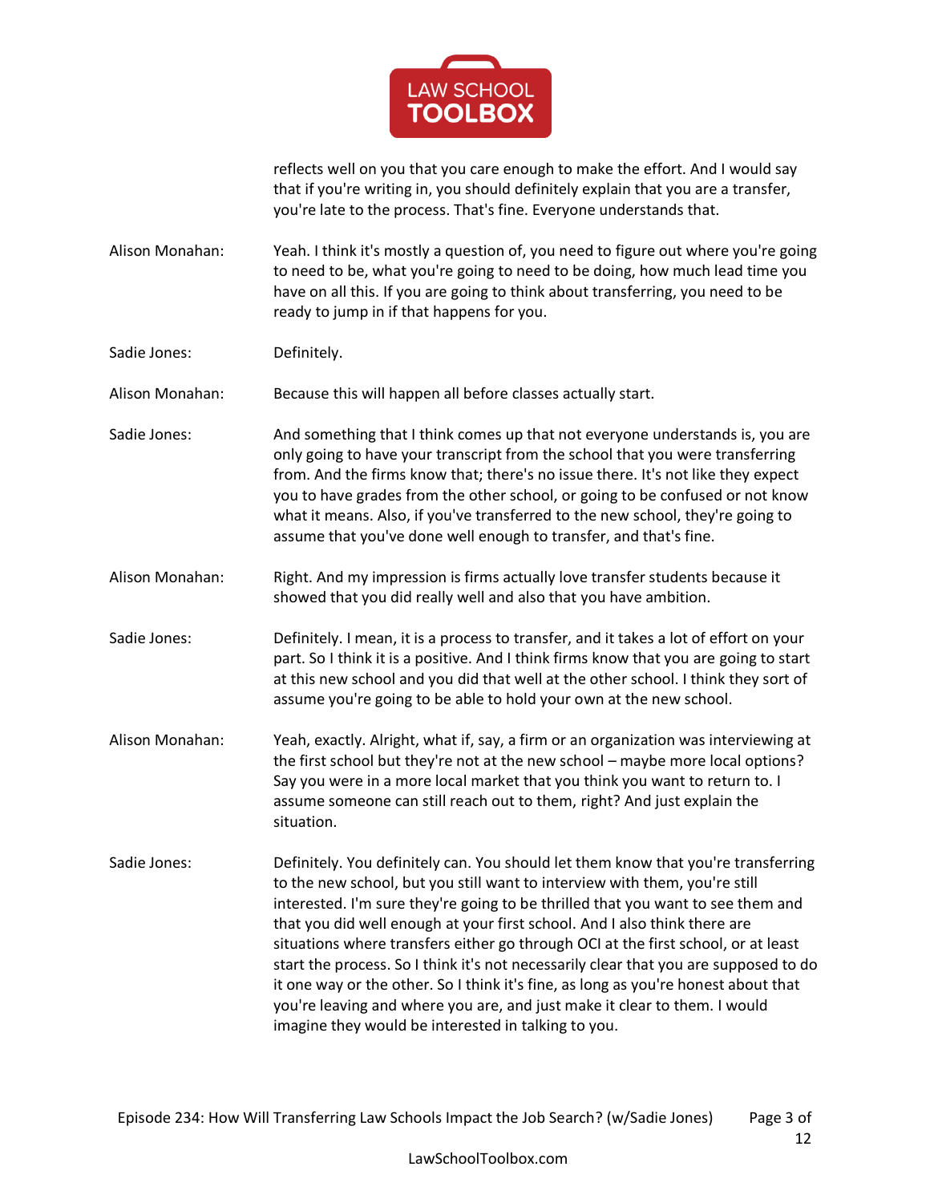reflects well on you that you care enough to make the effort. And I would say that if you're writing in, you should definitely explain that you are a transfer, you're late to the process. That's fine. Everyone understands that.

**Alison Monahan:** Yeah. I think it's mostly a question of, you need to figure out where you're going to need to be, what you're going to need to be doing, how much lead time you have on all this. If you are going to think about transferring, you need to be ready to jump in if that happens for you.

**Sadie Jones:** Definitely.

**Alison Monahan:** Because this will happen all before classes actually start.

**Sadie Jones:** And something that I think comes up that not everyone understands is, you are only going to have your transcript from the school that you were transferring from. And the firms know that; there's no issue there. It's not like they expect you to have grades from the other school, or going to be confused or not know what it means. Also, if you've transferred to the new school, they're going to assume that you've done well enough to transfer, and that's fine.

**Alison Monahan:** Right. And my impression is firms actually love transfer students because it showed that you did really well and also that you have ambition.

**Sadie Jones:** Definitely. I mean, it is a process to transfer, and it takes a lot of effort on your part. So I think it is a positive. And I think firms know that you are going to start at this new school and you did that well at the other school. I think they sort of assume you're going to be able to hold your own at the new school.

**Alison Monahan:** Yeah, exactly. Alright, what if, say, a firm or an organization was interviewing at the first school but they're not at the new school – maybe more local options? Say you were in a more local market that you think you want to return to. I assume someone can still reach out to them, right? And just explain the situation.

**Sadie Jones:** Definitely. You definitely can. You should let them know that you're transferring to the new school, but you still want to interview with them, you're still interested. I'm sure they're going to be thrilled that you want to see them and that you did well enough at your first school. And I also think there are situations where transfers either go through OCI at the first school, or at least start the process. So I think it's not necessarily clear that you are supposed to do it one way or the other. So I think it's fine, as long as you're honest about that you're leaving and where you are, and just make it clear to them. I would imagine they would be interested in talking to you.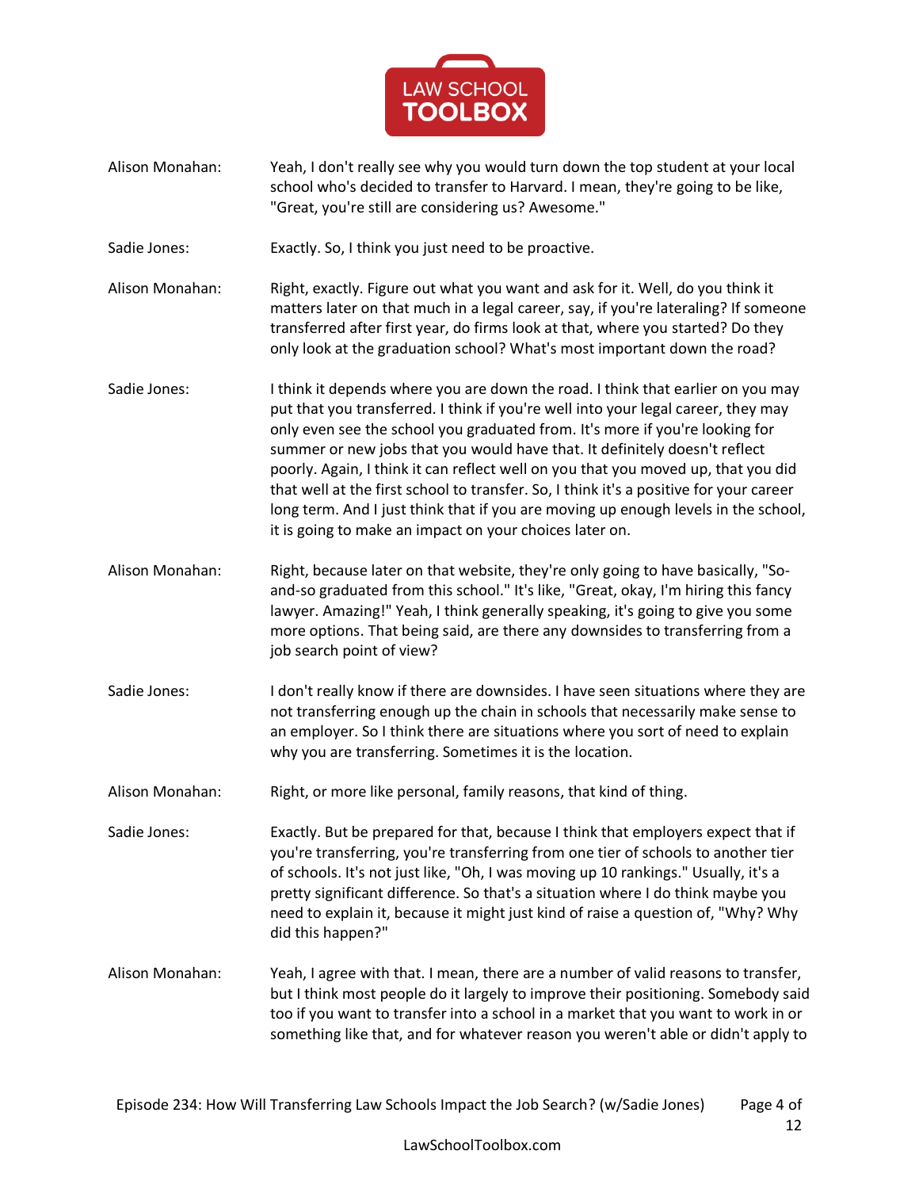Alison Monahan: Yeah, I don't really see why you would turn down the top student at your local school who's decided to transfer to Harvard. I mean, they're going to be like, "Great, you're still are considering us? Awesome."

Sadie Jones: Exactly. So, I think you just need to be proactive.

Alison Monahan: Right, exactly. Figure out what you want and ask for it. Well, do you think it matters later on that much in a legal career, say, if you're lateraling? If someone transferred after first year, do firms look at that, where you started? Do they only look at the graduation school? What's most important down the road?

Sadie Jones: I think it depends where you are down the road. I think that earlier on you may put that you transferred. I think if you're well into your legal career, they may only even see the school you graduated from. It's more if you're looking for summer or new jobs that you would have that. It definitely doesn't reflect poorly. Again, I think it can reflect well on you that you moved up, that you did that well at the first school to transfer. So, I think it's a positive for your career long term. And I just think that if you are moving up enough levels in the school, it is going to make an impact on your choices later on.

Alison Monahan: Right, because later on that website, they're only going to have basically, "So-and-so graduated from this school." It's like, "Great, okay, I'm hiring this fancy lawyer. Amazing!" Yeah, I think generally speaking, it's going to give you some more options. That being said, are there any downsides to transferring from a job search point of view?

Sadie Jones: I don't really know if there are downsides. I have seen situations where they are not transferring enough up the chain in schools that necessarily make sense to an employer. So I think there are situations where you sort of need to explain why you are transferring. Sometimes it is the location.

Alison Monahan: Right, or more like personal, family reasons, that kind of thing.

Sadie Jones: Exactly. But be prepared for that, because I think that employers expect that if you're transferring, you're transferring from one tier of schools to another tier of schools. It's not just like, "Oh, I was moving up 10 rankings." Usually, it's a pretty significant difference. So that's a situation where I do think maybe you need to explain it, because it might just kind of raise a question of, "Why? Why did this happen?"

Alison Monahan: Yeah, I agree with that. I mean, there are a number of valid reasons to transfer, but I think most people do it largely to improve their positioning. Somebody said too if you want to transfer into a school in a market that you want to work in or something like that, and for whatever reason you weren't able or didn't apply to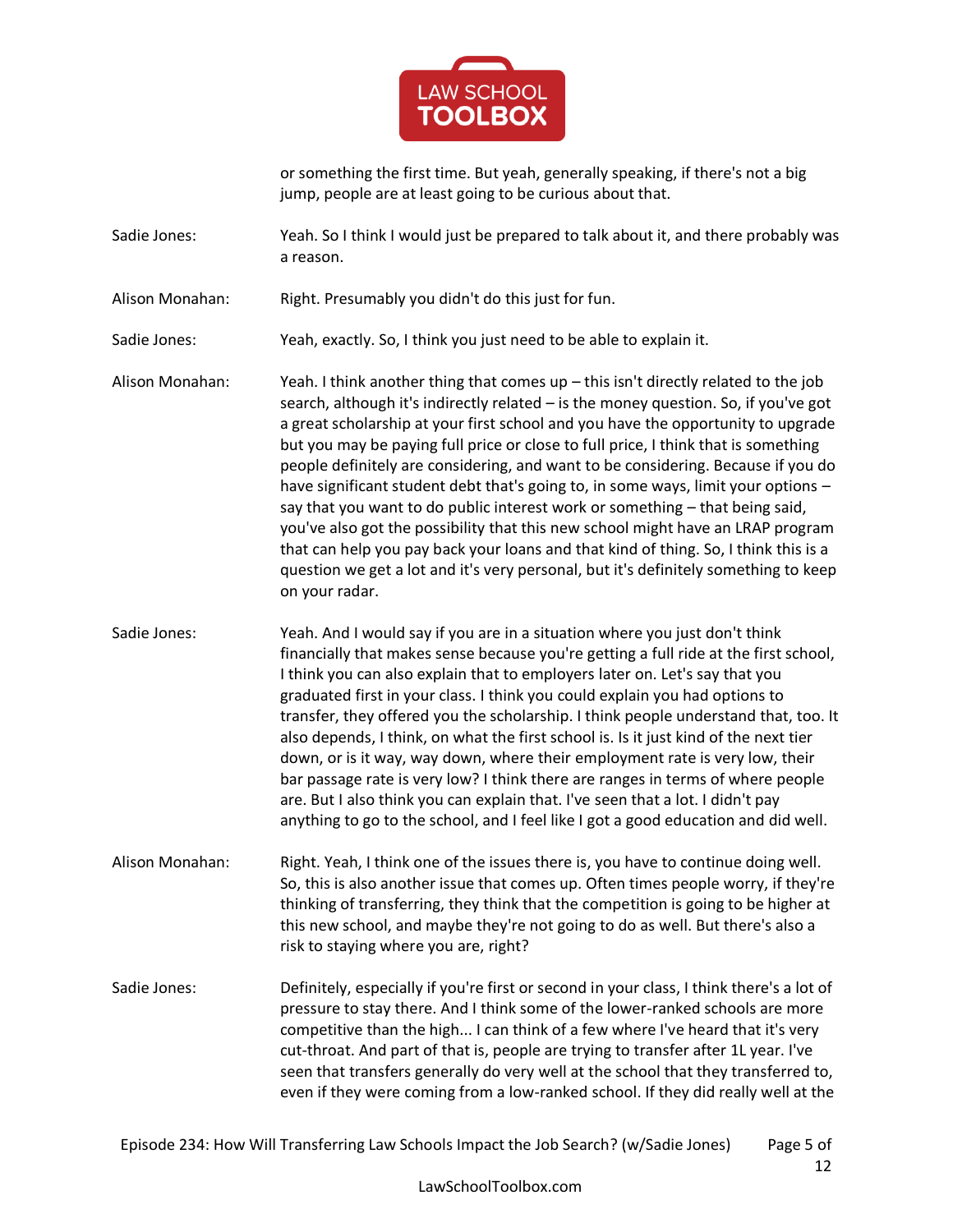or something the first time. But yeah, generally speaking, if there's not a big jump, people are at least going to be curious about that.

**Sadie Jones:** Yeah. So I think I would just be prepared to talk about it, and there probably was a reason.

**Alison Monahan:** Right. Presumably you didn't do this just for fun.

**Sadie Jones:** Yeah, exactly. So, I think you just need to be able to explain it.

**Alison Monahan:** Yeah. I think another thing that comes up – this isn't directly related to the job search, although it's indirectly related – is the money question. So, if you've got a great scholarship at your first school and you have the opportunity to upgrade but you may be paying full price or close to full price, I think that is something people definitely are considering, and want to be considering. Because if you do have significant student debt that's going to, in some ways, limit your options – say that you want to do public interest work or something – that being said, you've also got the possibility that this new school might have an LRAP program that can help you pay back your loans and that kind of thing. So, I think this is a question we get a lot and it's very personal, but it's definitely something to keep on your radar.

**Sadie Jones:** Yeah. And I would say if you are in a situation where you just don't think financially that makes sense because you're getting a full ride at the first school, I think you can also explain that to employers later on. Let's say that you graduated first in your class. I think you could explain you had options to transfer, they offered you the scholarship. I think people understand that, too. It also depends, I think, on what the first school is. Is it just kind of the next tier down, or is it way, way down, where their employment rate is very low, their bar passage rate is very low? I think there are ranges in terms of where people are. But I also think you can explain that. I've seen that a lot. I didn't pay anything to go to the school, and I feel like I got a good education and did well.

**Alison Monahan:** Right. Yeah, I think one of the issues there is, you have to continue doing well. So, this is also another issue that comes up. Often times people worry, if they're thinking of transferring, they think that the competition is going to be higher at this new school, and maybe they're not going to do as well. But there's also a risk to staying where you are, right?

**Sadie Jones:** Definitely, especially if you're first or second in your class, I think there's a lot of pressure to stay there. And I think some of the lower-ranked schools are more competitive than the high... I can think of a few where I've heard that it's very cut-throat. And part of that is, people are trying to transfer after 1L year. I've seen that transfers generally do very well at the school that they transferred to, even if they were coming from a low-ranked school. If they did really well at the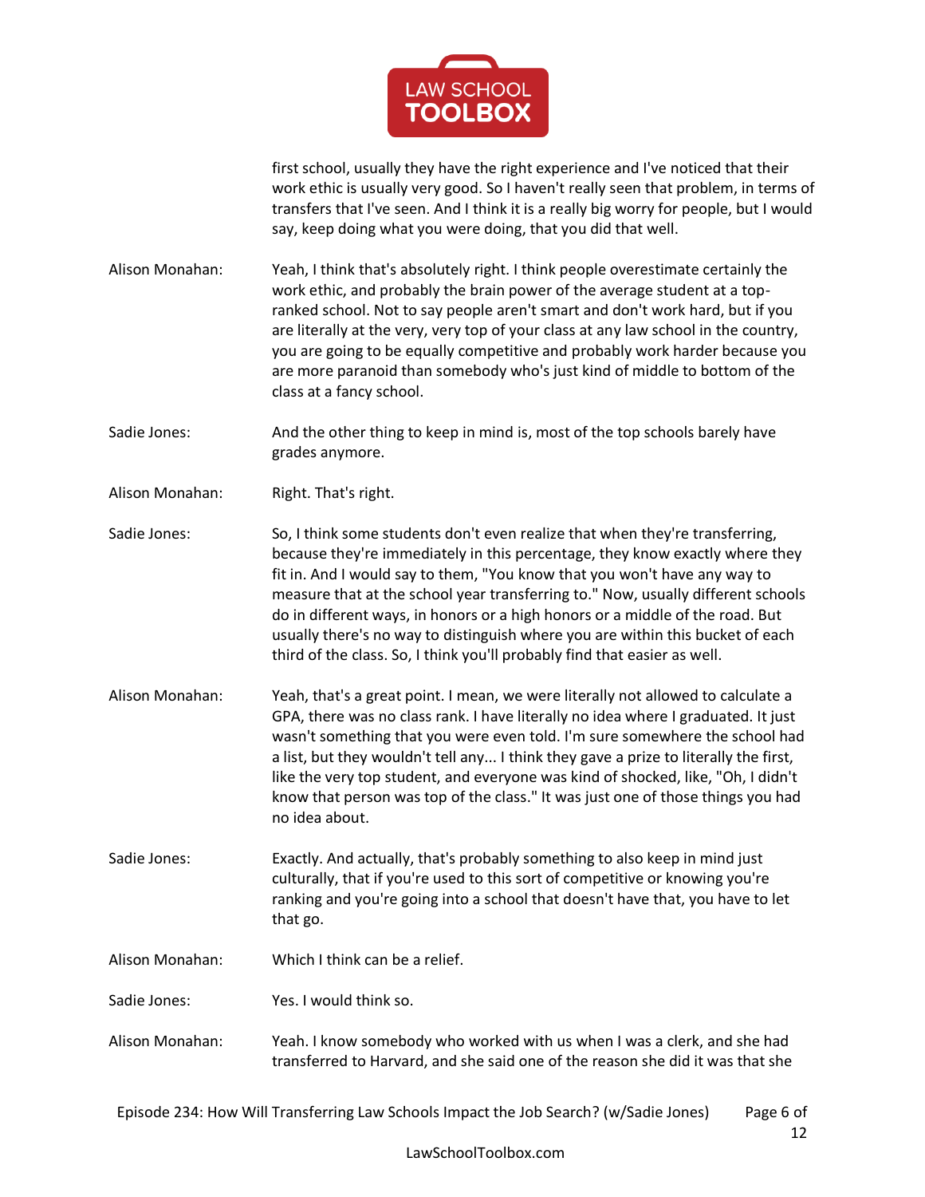first school, usually they have the right experience and I've noticed that their work ethic is usually very good. So I haven't really seen that problem, in terms of transfers that I've seen. And I think it is a really big worry for people, but I would say, keep doing what you were doing, that you did that well.

**Alison Monahan:** Yeah, I think that's absolutely right. I think people overestimate certainly the work ethic, and probably the brain power of the average student at a top-ranked school. Not to say people aren't smart and don't work hard, but if you are literally at the very, very top of your class at any law school in the country, you are going to be equally competitive and probably work harder because you are more paranoid than somebody who's just kind of middle to bottom of the class at a fancy school.

**Sadie Jones:** And the other thing to keep in mind is, most of the top schools barely have grades anymore.

**Alison Monahan:** Right. That's right.

**Sadie Jones:** So, I think some students don't even realize that when they're transferring, because they're immediately in this percentage, they know exactly where they fit in. And I would say to them, "You know that you won't have any way to measure that at the school year transferring to." Now, usually different schools do in different ways, in honors or a high honors or a middle of the road. But usually there's no way to distinguish where you are within this bucket of each third of the class. So, I think you'll probably find that easier as well.

**Alison Monahan:** Yeah, that's a great point. I mean, we were literally not allowed to calculate a GPA, there was no class rank. I have literally no idea where I graduated. It just wasn't something that you were even told. I'm sure somewhere the school had a list, but they wouldn't tell any... I think they gave a prize to literally the first, like the very top student, and everyone was kind of shocked, like, "Oh, I didn't know that person was top of the class." It was just one of those things you had no idea about.

**Sadie Jones:** Exactly. And actually, that's probably something to also keep in mind just culturally, that if you're used to this sort of competitive or knowing you're ranking and you're going into a school that doesn't have that, you have to let that go.

**Alison Monahan:** Which I think can be a relief.

**Sadie Jones:** Yes. I would think so.

**Alison Monahan:** Yeah. I know somebody who worked with us when I was a clerk, and she had transferred to Harvard, and she said one of the reason she did it was that she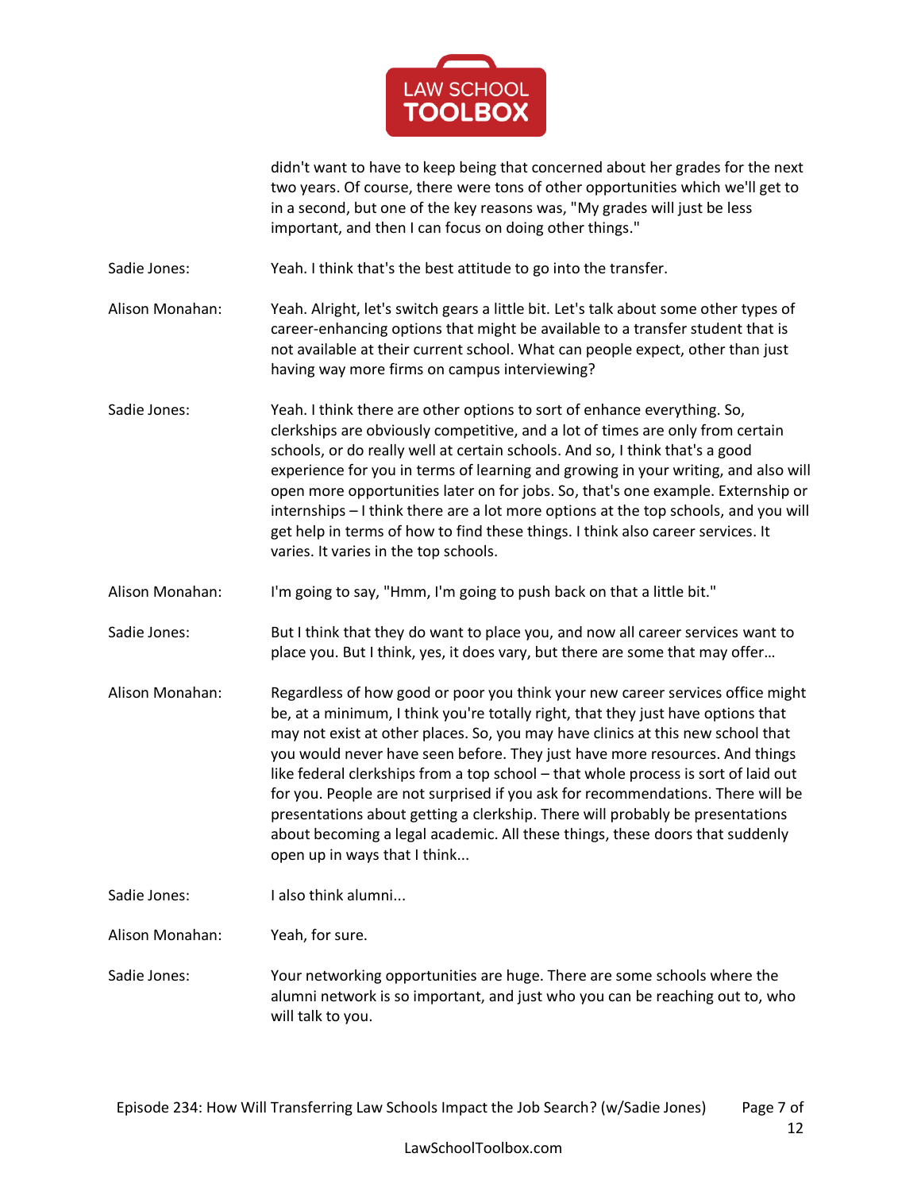didn't want to have to keep being that concerned about her grades for the next two years. Of course, there were tons of other opportunities which we'll get to in a second, but one of the key reasons was, "My grades will just be less important, and then I can focus on doing other things."

Sadie Jones: Yeah. I think that's the best attitude to go into the transfer.

Alison Monahan: Yeah. Alright, let's switch gears a little bit. Let's talk about some other types of career-enhancing options that might be available to a transfer student that is not available at their current school. What can people expect, other than just having way more firms on campus interviewing?

Sadie Jones: Yeah. I think there are other options to sort of enhance everything. So, clerkships are obviously competitive, and a lot of times are only from certain schools, or do really well at certain schools. And so, I think that's a good experience for you in terms of learning and growing in your writing, and also will open more opportunities later on for jobs. So, that's one example. Externship or internships – I think there are a lot more options at the top schools, and you will get help in terms of how to find these things. I think also career services. It varies. It varies in the top schools.

Alison Monahan: I'm going to say, "Hmm, I'm going to push back on that a little bit."

Sadie Jones: But I think that they do want to place you, and now all career services want to place you. But I think, yes, it does vary, but there are some that may offer…

Alison Monahan: Regardless of how good or poor you think your new career services office might be, at a minimum, I think you're totally right, that they just have options that may not exist at other places. So, you may have clinics at this new school that you would never have seen before. They just have more resources. And things like federal clerkships from a top school – that whole process is sort of laid out for you. People are not surprised if you ask for recommendations. There will be presentations about getting a clerkship. There will probably be presentations about becoming a legal academic. All these things, these doors that suddenly open up in ways that I think...

Sadie Jones: I also think alumni...

Alison Monahan: Yeah, for sure.

Sadie Jones: Your networking opportunities are huge. There are some schools where the alumni network is so important, and just who you can be reaching out to, who will talk to you.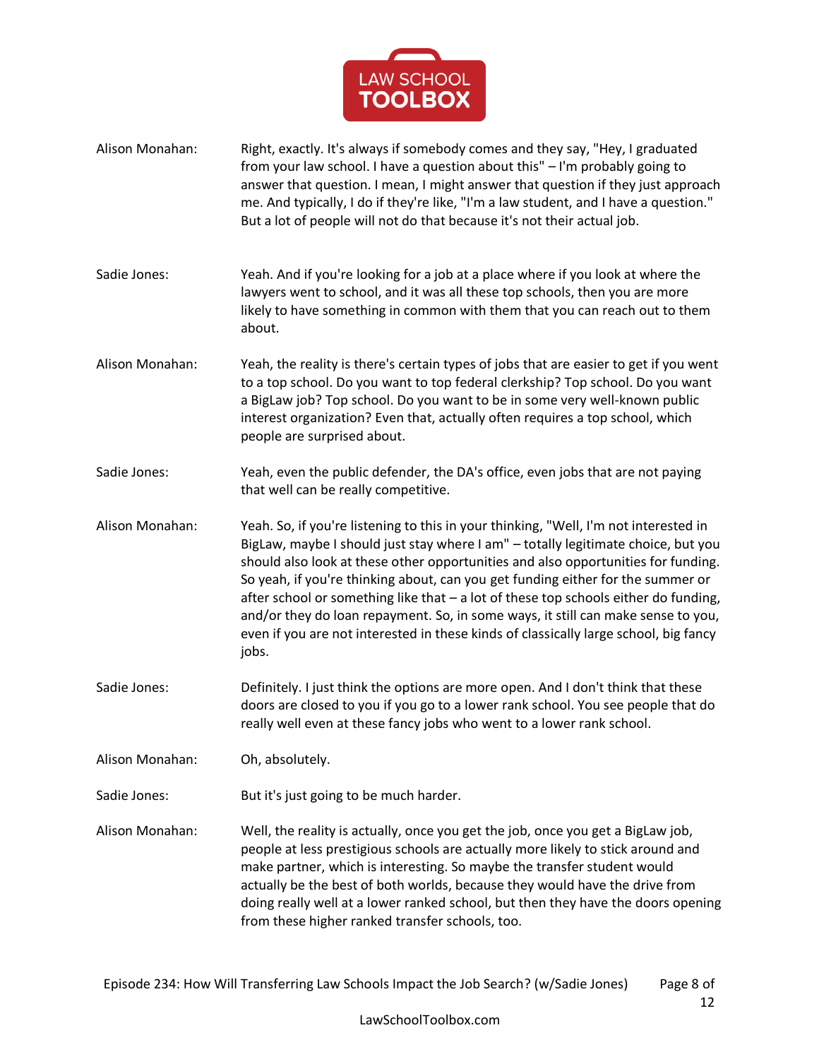**Alison Monahan:** Right, exactly. It's always if somebody comes and they say, "Hey, I graduated from your law school. I have a question about this" – I'm probably going to answer that question. I mean, I might answer that question if they just approach me. And typically, I do if they're like, "I'm a law student, and I have a question." But a lot of people will not do that because it's not their actual job.

**Sadie Jones:** Yeah. And if you're looking for a job at a place where if you look at where the lawyers went to school, and it was all these top schools, then you are more likely to have something in common with them that you can reach out to them about.

**Alison Monahan:** Yeah, the reality is there's certain types of jobs that are easier to get if you went to a top school. Do you want to top federal clerkship? Top school. Do you want a BigLaw job? Top school. Do you want to be in some very well-known public interest organization? Even that, actually often requires a top school, which people are surprised about.

**Sadie Jones:** Yeah, even the public defender, the DA's office, even jobs that are not paying that well can be really competitive.

**Alison Monahan:** Yeah. So, if you're listening to this in your thinking, "Well, I'm not interested in BigLaw, maybe I should just stay where I am" – totally legitimate choice, but you should also look at these other opportunities and also opportunities for funding. So yeah, if you're thinking about, can you get funding either for the summer or after school or something like that – a lot of these top schools either do funding, and/or they do loan repayment. So, in some ways, it still can make sense to you, even if you are not interested in these kinds of classically large school, big fancy jobs.

**Sadie Jones:** Definitely. I just think the options are more open. And I don't think that these doors are closed to you if you go to a lower rank school. You see people that do really well even at these fancy jobs who went to a lower rank school.

**Alison Monahan:** Oh, absolutely.

**Sadie Jones:** But it's just going to be much harder.

**Alison Monahan:** Well, the reality is actually, once you get the job, once you get a BigLaw job, people at less prestigious schools are actually more likely to stick around and make partner, which is interesting. So maybe the transfer student would actually be the best of both worlds, because they would have the drive from doing really well at a lower ranked school, but then they have the doors opening from these higher ranked transfer schools, too.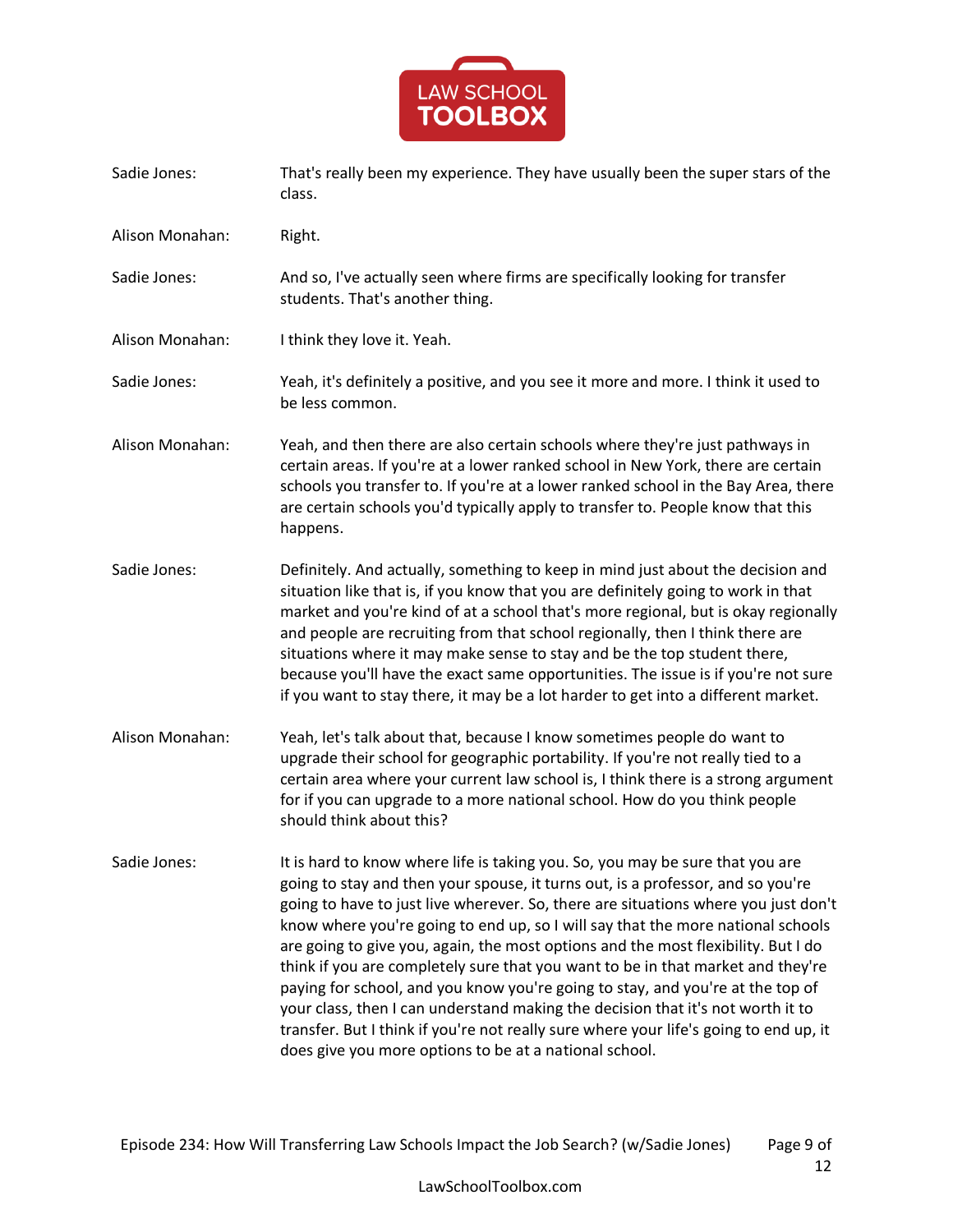Sadie Jones: That's really been my experience. They have usually been the super stars of the class.

Alison Monahan: Right.

Sadie Jones: And so, I've actually seen where firms are specifically looking for transfer students. That's another thing.

Alison Monahan: I think they love it. Yeah.

Sadie Jones: Yeah, it's definitely a positive, and you see it more and more. I think it used to be less common.

Alison Monahan: Yeah, and then there are also certain schools where they're just pathways in certain areas. If you're at a lower ranked school in New York, there are certain schools you transfer to. If you're at a lower ranked school in the Bay Area, there are certain schools you'd typically apply to transfer to. People know that this happens.

Sadie Jones: Definitely. And actually, something to keep in mind just about the decision and situation like that is, if you know that you are definitely going to work in that market and you're kind of at a school that's more regional, but is okay regionally and people are recruiting from that school regionally, then I think there are situations where it may make sense to stay and be the top student there, because you'll have the exact same opportunities. The issue is if you're not sure if you want to stay there, it may be a lot harder to get into a different market.

Alison Monahan: Yeah, let's talk about that, because I know sometimes people do want to upgrade their school for geographic portability. If you're not really tied to a certain area where your current law school is, I think there is a strong argument for if you can upgrade to a more national school. How do you think people should think about this?

Sadie Jones: It is hard to know where life is taking you. So, you may be sure that you are going to stay and then your spouse, it turns out, is a professor, and so you're going to have to just live wherever. So, there are situations where you just don't know where you're going to end up, so I will say that the more national schools are going to give you, again, the most options and the most flexibility. But I do think if you are completely sure that you want to be in that market and they're paying for school, and you know you're going to stay, and you're at the top of your class, then I can understand making the decision that it's not worth it to transfer. But I think if you're not really sure where your life's going to end up, it does give you more options to be at a national school.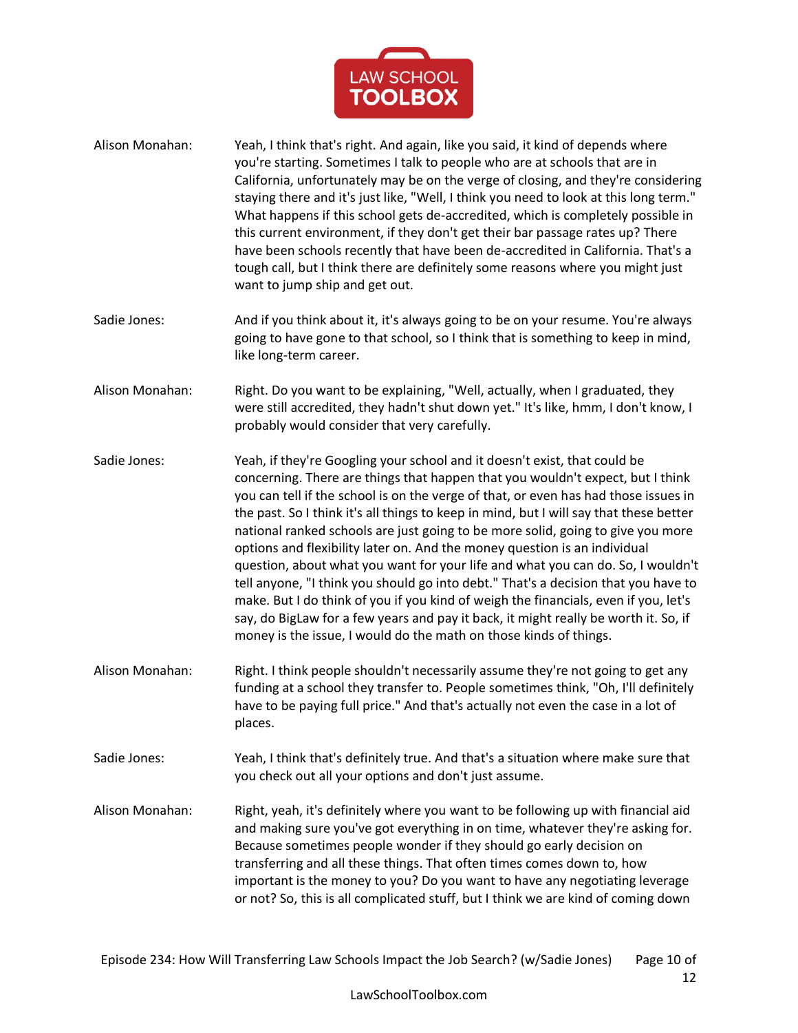Alison Monahan: Yeah, I think that's right. And again, like you said, it kind of depends where you're starting. Sometimes I talk to people who are at schools that are in California, unfortunately may be on the verge of closing, and they're considering staying there and it's just like, "Well, I think you need to look at this long term." What happens if this school gets de-accredited, which is completely possible in this current environment, if they don't get their bar passage rates up? There have been schools recently that have been de-accredited in California. That's a tough call, but I think there are definitely some reasons where you might just want to jump ship and get out.

Sadie Jones: And if you think about it, it's always going to be on your resume. You're always going to have gone to that school, so I think that is something to keep in mind, like long-term career.

Alison Monahan: Right. Do you want to be explaining, "Well, actually, when I graduated, they were still accredited, they hadn't shut down yet." It's like, hmm, I don't know, I probably would consider that very carefully.

Sadie Jones: Yeah, if they're Googling your school and it doesn't exist, that could be concerning. There are things that happen that you wouldn't expect, but I think you can tell if the school is on the verge of that, or even has had those issues in the past. So I think it's all things to keep in mind, but I will say that these better national ranked schools are just going to be more solid, going to give you more options and flexibility later on. And the money question is an individual question, about what you want for your life and what you can do. So, I wouldn't tell anyone, "I think you should go into debt." That's a decision that you have to make. But I do think of you if you kind of weigh the financials, even if you, let's say, do BigLaw for a few years and pay it back, it might really be worth it. So, if money is the issue, I would do the math on those kinds of things.

Alison Monahan: Right. I think people shouldn't necessarily assume they're not going to get any funding at a school they transfer to. People sometimes think, "Oh, I'll definitely have to be paying full price." And that's actually not even the case in a lot of places.

Sadie Jones: Yeah, I think that's definitely true. And that's a situation where make sure that you check out all your options and don't just assume.

Alison Monahan: Right, yeah, it's definitely where you want to be following up with financial aid and making sure you've got everything in on time, whatever they're asking for. Because sometimes people wonder if they should go early decision on transferring and all these things. That often times comes down to, how important is the money to you? Do you want to have any negotiating leverage or not? So, this is all complicated stuff, but I think we are kind of coming down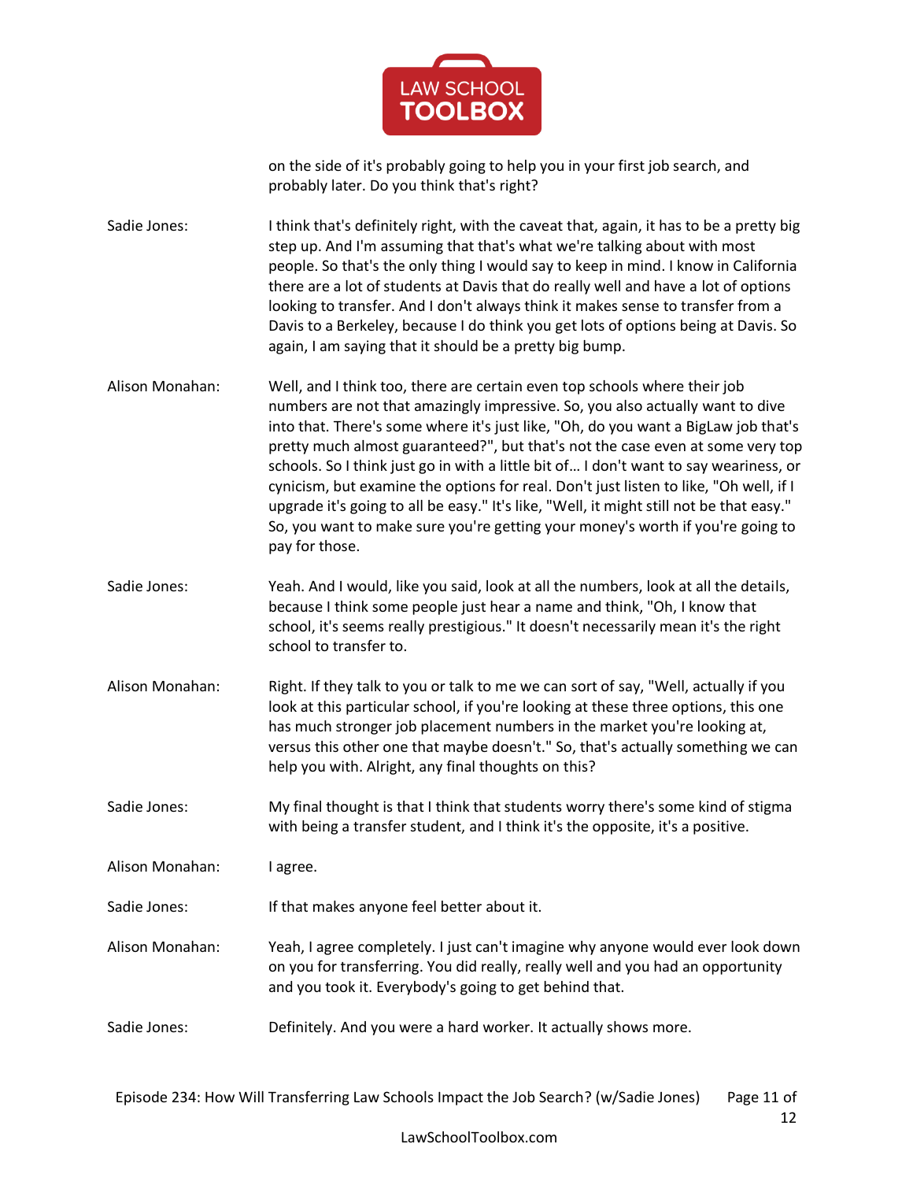on the side of it's probably going to help you in your first job search, and probably later. Do you think that's right?

**Sadie Jones:** I think that's definitely right, with the caveat that, again, it has to be a pretty big step up. And I'm assuming that that's what we're talking about with most people. So that's the only thing I would say to keep in mind. I know in California there are a lot of students at Davis that do really well and have a lot of options looking to transfer. And I don't always think it makes sense to transfer from a Davis to a Berkeley, because I do think you get lots of options being at Davis. So again, I am saying that it should be a pretty big bump.

**Alison Monahan:** Well, and I think too, there are certain even top schools where their job numbers are not that amazingly impressive. So, you also actually want to dive into that. There's some where it's just like, "Oh, do you want a BigLaw job that's pretty much almost guaranteed?", but that's not the case even at some very top schools. So I think just go in with a little bit of… I don't want to say weariness, or cynicism, but examine the options for real. Don't just listen to like, "Oh well, if I upgrade it's going to all be easy." It's like, "Well, it might still not be that easy." So, you want to make sure you're getting your money's worth if you're going to pay for those.

**Sadie Jones:** Yeah. And I would, like you said, look at all the numbers, look at all the details, because I think some people just hear a name and think, "Oh, I know that school, it's seems really prestigious." It doesn't necessarily mean it's the right school to transfer to.

**Alison Monahan:** Right. If they talk to you or talk to me we can sort of say, "Well, actually if you look at this particular school, if you're looking at these three options, this one has much stronger job placement numbers in the market you're looking at, versus this other one that maybe doesn't." So, that's actually something we can help you with. Alright, any final thoughts on this?

**Sadie Jones:** My final thought is that I think that students worry there's some kind of stigma with being a transfer student, and I think it's the opposite, it's a positive.

**Alison Monahan:** I agree.

**Sadie Jones:** If that makes anyone feel better about it.

**Alison Monahan:** Yeah, I agree completely. I just can't imagine why anyone would ever look down on you for transferring. You did really, really well and you had an opportunity and you took it. Everybody's going to get behind that.

**Sadie Jones:** Definitely. And you were a hard worker. It actually shows more.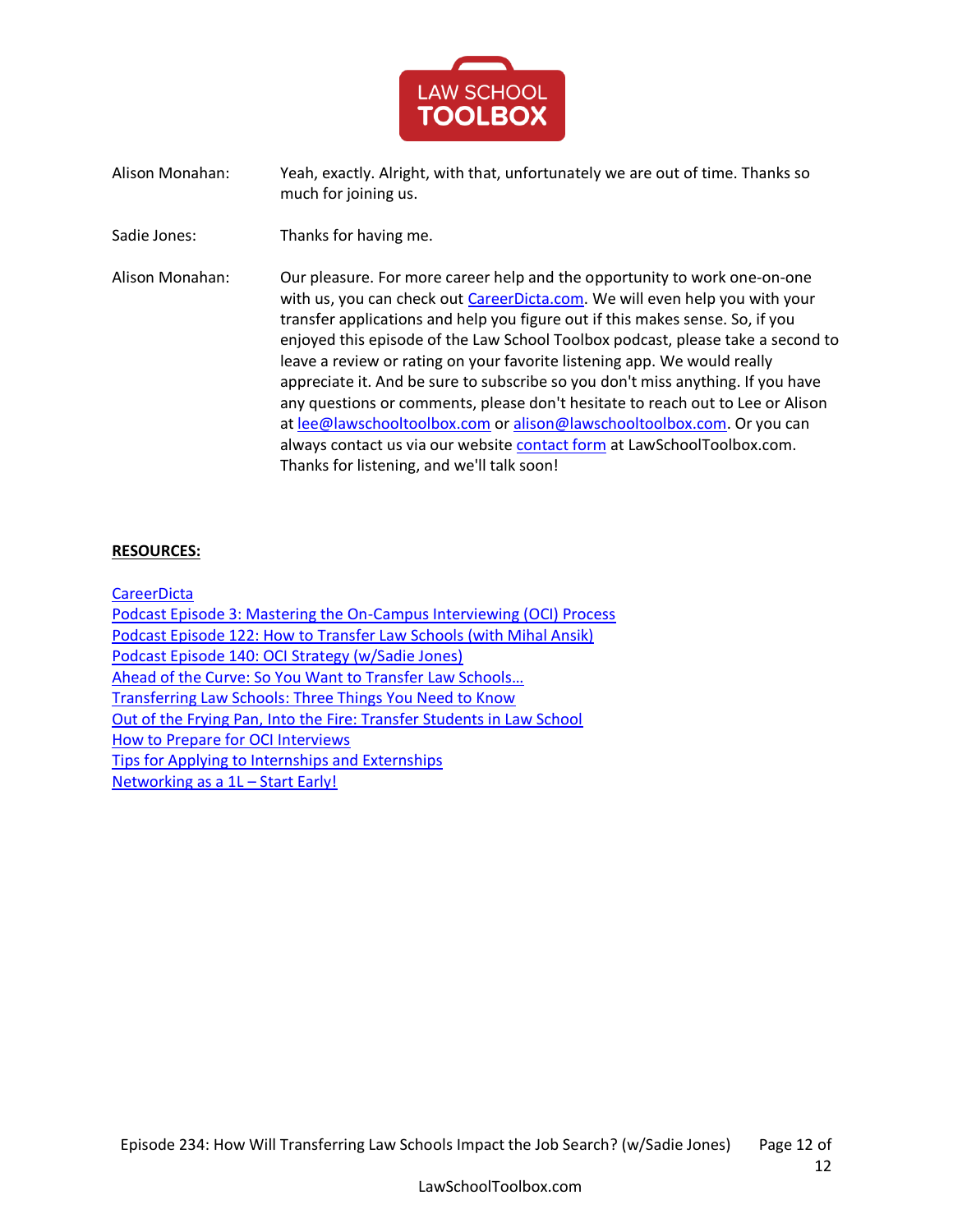Alison Monahan: Yeah, exactly. Alright, with that, unfortunately we are out of time. Thanks so much for joining us.

Sadie Jones: Thanks for having me.

Alison Monahan: Our pleasure. For more career help and the opportunity to work one-on-one with us, you can check out [CareerDicta.com](). We will even help you with your transfer applications and help you figure out if this makes sense. So, if you enjoyed this episode of the Law School Toolbox podcast, please take a second to leave a review or rating on your favorite listening app. We would really appreciate it. And be sure to subscribe so you don't miss anything. If you have any questions or comments, please don't hesitate to reach out to Lee or Alison at lee@lawschooltoolbox.com or alison@lawschooltoolbox.com. Or you can always contact us via our website contact form at LawSchoolToolbox.com. Thanks for listening, and we'll talk soon!

**RESOURCES:**

CareerDicta
Podcast Episode 3: Mastering the On-Campus Interviewing (OCI) Process
Podcast Episode 122: How to Transfer Law Schools (with Mihal Ansik)
Podcast Episode 140: OCI Strategy (w/Sadie Jones)
Ahead of the Curve: So You Want to Transfer Law Schools…
Transferring Law Schools: Three Things You Need to Know
Out of the Frying Pan, Into the Fire: Transfer Students in Law School
How to Prepare for OCI Interviews
Tips for Applying to Internships and Externships
Networking as a 1L – Start Early!